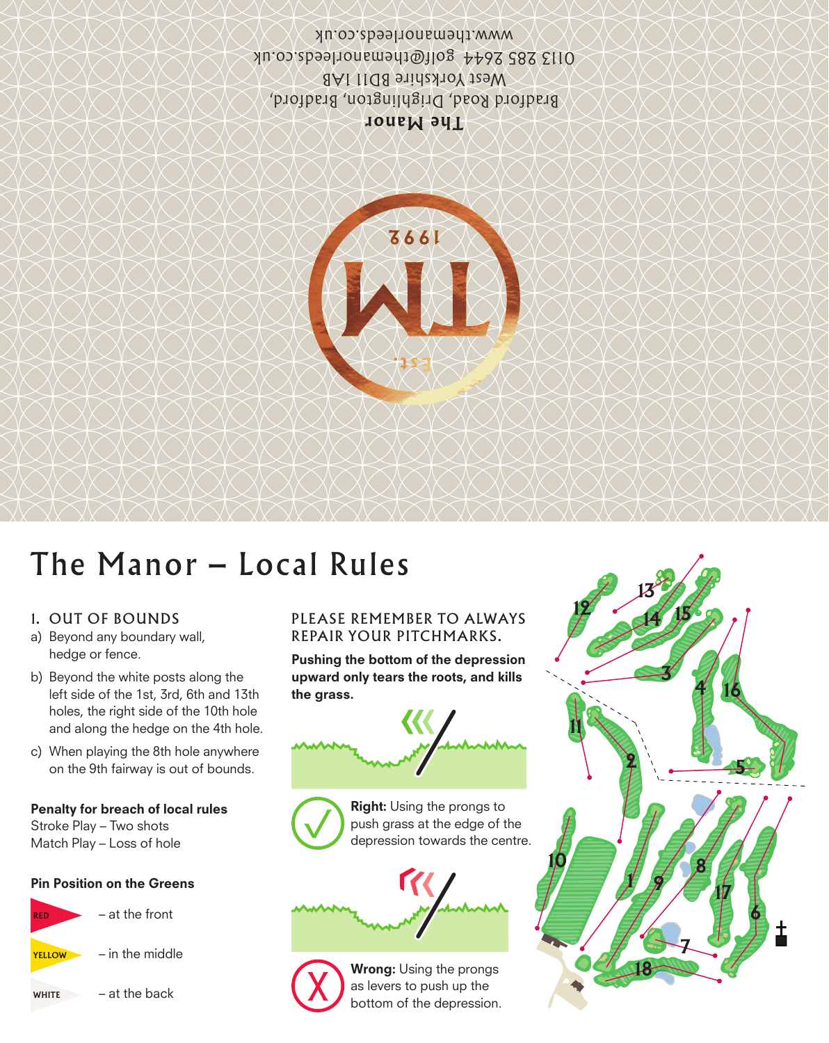The Manor
Bradford Road, Drighlington, Bradford,
West Yorkshire BD11 1AB
0113 285 2644 golf@themanorleeds.co.uk
www.themanorleeds.co.uk

1992
Est.

# The Manor – Local Rules

## 1. OUT OF BOUNDS

a) Beyond any boundary wall, hedge or fence.

b) Beyond the white posts along the left side of the 1st, 3rd, 6th and 13th holes, the right side of the 10th hole and along the hedge on the 4th hole.

c) When playing the 8th hole anywhere on the 9th fairway is out of bounds.

**Penalty for breach of local rules**
Stroke Play – Two shots
Match Play – Loss of hole

**Pin Position on the Greens**

- RED – at the front
- YELLOW – in the middle
- WHITE – at the back

## PLEASE REMEMBER TO ALWAYS REPAIR YOUR PITCHMARKS.

**Pushing the bottom of the depression upward only tears the roots, and kills the grass.**

**Right:** Using the prongs to push grass at the edge of the depression towards the centre.

**Wrong:** Using the prongs as levers to push up the bottom of the depression.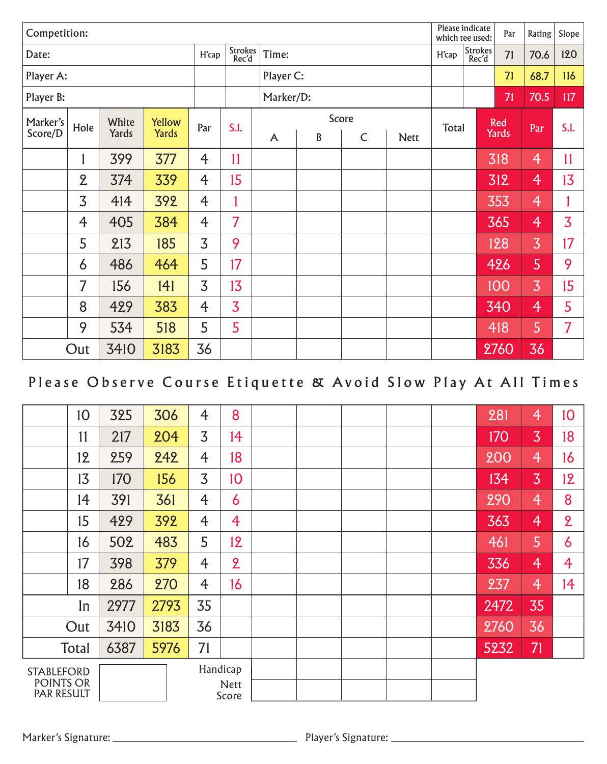| Competition: | | | | | Please indicate which tee used: | Par | Rating | Slope |
|---|---|---|---|---|---|---|---|---|
| Date: | H'cap | Strokes Rec'd | Time: | H'cap | Strokes Rec'd | 71 | 70.6 | 120 |
| Player A: | | | Player C: | | | 71 | 68.7 | 116 |
| Player B: | | | Marker/D: | | | 71 | 70.5 | 117 |

| Marker's Score/D | Hole | White Yards | Yellow Yards | Par | S.I. | Score A | Score B | Score C | Nett | Total | Red Yards | Par | S.I. |
|---|---|---|---|---|---|---|---|---|---|---|---|---|---|
| | 1 | 399 | 377 | 4 | 11 | | | | | | 318 | 4 | 11 |
| | 2 | 374 | 339 | 4 | 15 | | | | | | 312 | 4 | 13 |
| | 3 | 414 | 392 | 4 | 1 | | | | | | 353 | 4 | 1 |
| | 4 | 405 | 384 | 4 | 7 | | | | | | 365 | 4 | 3 |
| | 5 | 213 | 185 | 3 | 9 | | | | | | 128 | 3 | 17 |
| | 6 | 486 | 464 | 5 | 17 | | | | | | 426 | 5 | 9 |
| | 7 | 156 | 141 | 3 | 13 | | | | | | 100 | 3 | 15 |
| | 8 | 429 | 383 | 4 | 3 | | | | | | 340 | 4 | 5 |
| | 9 | 534 | 518 | 5 | 5 | | | | | | 418 | 5 | 7 |
| | Out | 3410 | 3183 | 36 | | | | | | | 2760 | 36 | |

Please Observe Course Etiquette & Avoid Slow Play At All Times

| Marker's Score/D | Hole | White Yards | Yellow Yards | Par | S.I. | Score A | Score B | Score C | Nett | Total | Red Yards | Par | S.I. |
|---|---|---|---|---|---|---|---|---|---|---|---|---|---|
| | 10 | 325 | 306 | 4 | 8 | | | | | | 281 | 4 | 10 |
| | 11 | 217 | 204 | 3 | 14 | | | | | | 170 | 3 | 18 |
| | 12 | 259 | 242 | 4 | 18 | | | | | | 200 | 4 | 16 |
| | 13 | 170 | 156 | 3 | 10 | | | | | | 134 | 3 | 12 |
| | 14 | 391 | 361 | 4 | 6 | | | | | | 290 | 4 | 8 |
| | 15 | 429 | 392 | 4 | 4 | | | | | | 363 | 4 | 2 |
| | 16 | 502 | 483 | 5 | 12 | | | | | | 461 | 5 | 6 |
| | 17 | 398 | 379 | 4 | 2 | | | | | | 336 | 4 | 4 |
| | 18 | 286 | 270 | 4 | 16 | | | | | | 237 | 4 | 14 |
| | In | 2977 | 2793 | 35 | | | | | | | 2472 | 35 | |
| | Out | 3410 | 3183 | 36 | | | | | | | 2760 | 36 | |
| | Total | 6387 | 5976 | 71 | | | | | | | 5232 | 71 | |

| STABLEFORD POINTS OR PAR RESULT | | | | | | | |
|---|---|---|---|---|---|---|---|
| | | Handicap | | | | | |
| | | Nett Score | | | | | |

Marker's Signature: ______________________ Player's Signature: ______________________